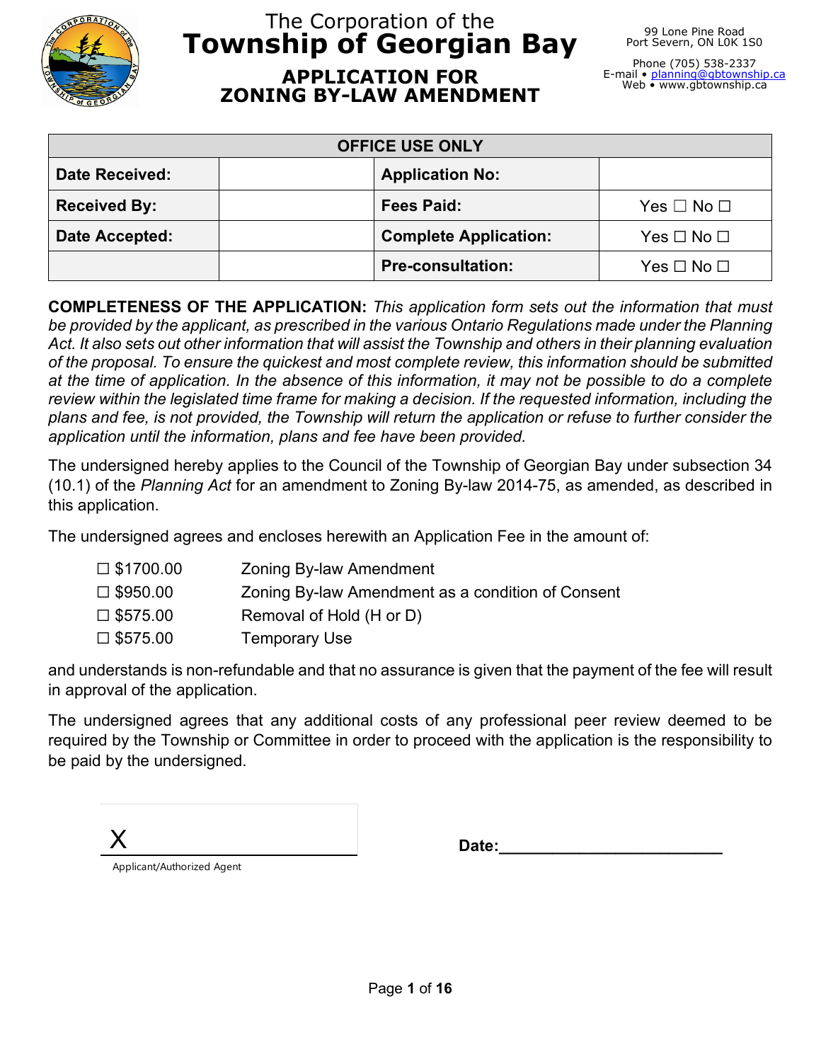The Corporation of the

# Township of Georgian Bay

## APPLICATION FOR ZONING BY-LAW AMENDMENT

99 Lone Pine Road
Port Severn, ON L0K 1S0

Phone (705) 538-2337
E-mail • planning@gbtownship.ca
Web • www.gbtownship.ca

| OFFICE USE ONLY | | | |
|---|---|---|---|
| **Date Received:** | | **Application No:** | |
| **Received By:** | | **Fees Paid:** | Yes ☐ No ☐ |
| **Date Accepted:** | | **Complete Application:** | Yes ☐ No ☐ |
| | | **Pre-consultation:** | Yes ☐ No ☐ |

**COMPLETENESS OF THE APPLICATION:** *This application form sets out the information that must be provided by the applicant, as prescribed in the various Ontario Regulations made under the Planning Act. It also sets out other information that will assist the Township and others in their planning evaluation of the proposal. To ensure the quickest and most complete review, this information should be submitted at the time of application. In the absence of this information, it may not be possible to do a complete review within the legislated time frame for making a decision. If the requested information, including the plans and fee, is not provided, the Township will return the application or refuse to further consider the application until the information, plans and fee have been provided.*

The undersigned hereby applies to the Council of the Township of Georgian Bay under subsection 34 (10.1) of the *Planning Act* for an amendment to Zoning By-law 2014-75, as amended, as described in this application.

The undersigned agrees and encloses herewith an Application Fee in the amount of:

- ☐ $1700.00 Zoning By-law Amendment
- ☐ $950.00 Zoning By-law Amendment as a condition of Consent
- ☐ $575.00 Removal of Hold (H or D)
- ☐ $575.00 Temporary Use

and understands is non-refundable and that no assurance is given that the payment of the fee will result in approval of the application.

The undersigned agrees that any additional costs of any professional peer review deemed to be required by the Township or Committee in order to proceed with the application is the responsibility to be paid by the undersigned.

X ______________________________
Applicant/Authorized Agent

**Date:**________________________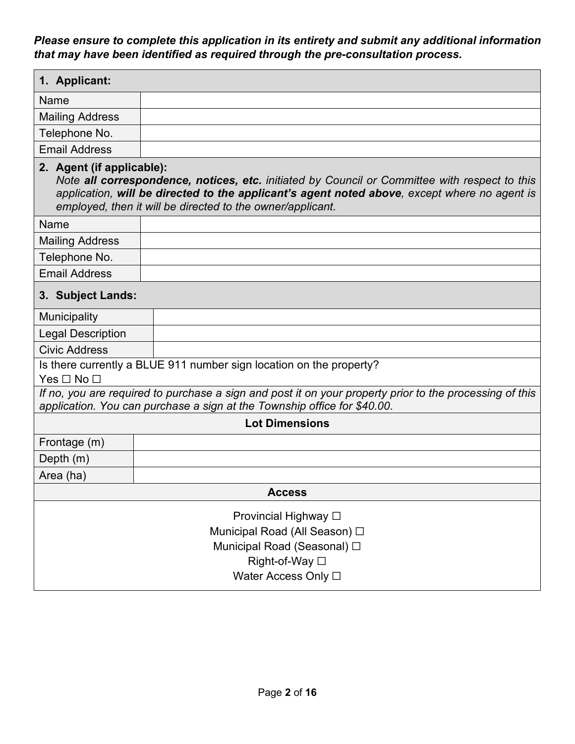***Please ensure to complete this application in its entirety and submit any additional information that may have been identified as required through the pre-consultation process.***

| **1. Applicant:** | |
|---|---|
| Name | |
| Mailing Address | |
| Telephone No. | |
| Email Address | |

| **2. Agent (if applicable):** *Note **all correspondence, notices, etc.** initiated by Council or Committee with respect to this application, **will be directed to the applicant's agent noted above**, except where no agent is employed, then it will be directed to the owner/applicant.* | |
|---|---|
| Name | |
| Mailing Address | |
| Telephone No. | |
| Email Address | |

| **3. Subject Lands:** | |
|---|---|
| Municipality | |
| Legal Description | |
| Civic Address | |

Is there currently a BLUE 911 number sign location on the property?
Yes ☐ No ☐

*If no, you are required to purchase a sign and post it on your property prior to the processing of this application. You can purchase a sign at the Township office for $40.00.*

| **Lot Dimensions** | |
|---|---|
| Frontage (m) | |
| Depth (m) | |
| Area (ha) | |

**Access**

Provincial Highway ☐
Municipal Road (All Season) ☐
Municipal Road (Seasonal) ☐
Right-of-Way ☐
Water Access Only ☐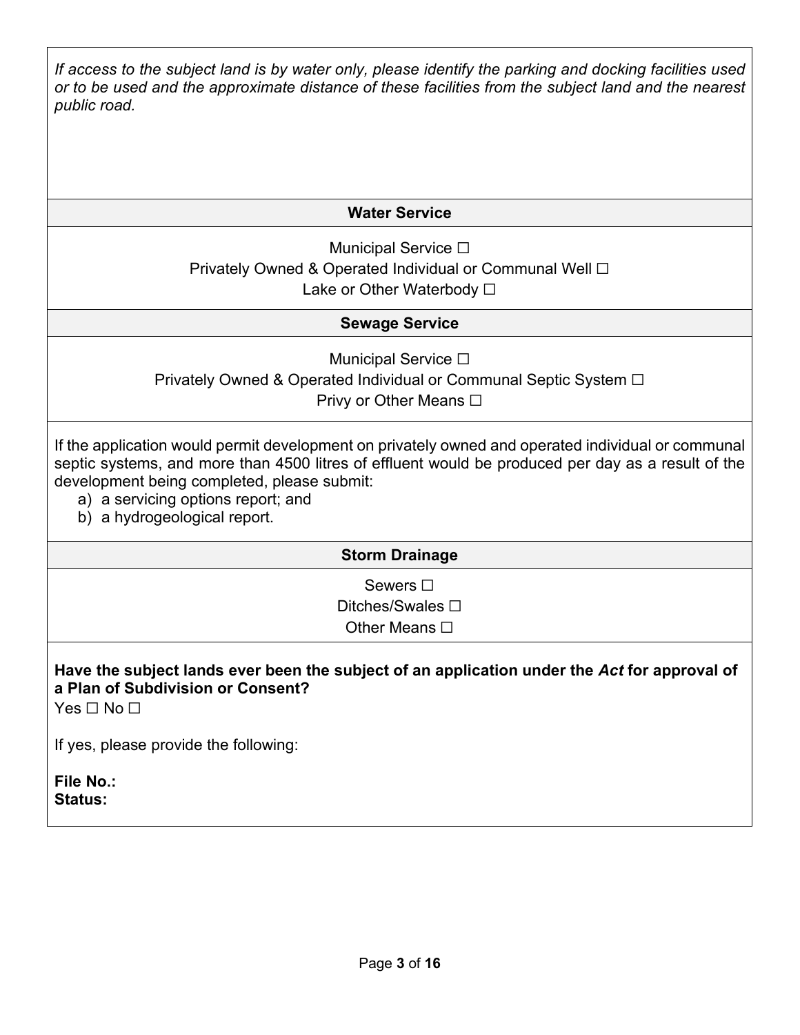*If access to the subject land is by water only, please identify the parking and docking facilities used or to be used and the approximate distance of these facilities from the subject land and the nearest public road.*

**Water Service**

Municipal Service ☐
Privately Owned & Operated Individual or Communal Well ☐
Lake or Other Waterbody ☐

**Sewage Service**

Municipal Service ☐
Privately Owned & Operated Individual or Communal Septic System ☐
Privy or Other Means ☐

If the application would permit development on privately owned and operated individual or communal septic systems, and more than 4500 litres of effluent would be produced per day as a result of the development being completed, please submit:

a) a servicing options report; and
b) a hydrogeological report.

**Storm Drainage**

Sewers ☐
Ditches/Swales ☐
Other Means ☐

**Have the subject lands ever been the subject of an application under the *Act* for approval of a Plan of Subdivision or Consent?**
Yes ☐ No ☐

If yes, please provide the following:

**File No.:**
**Status:**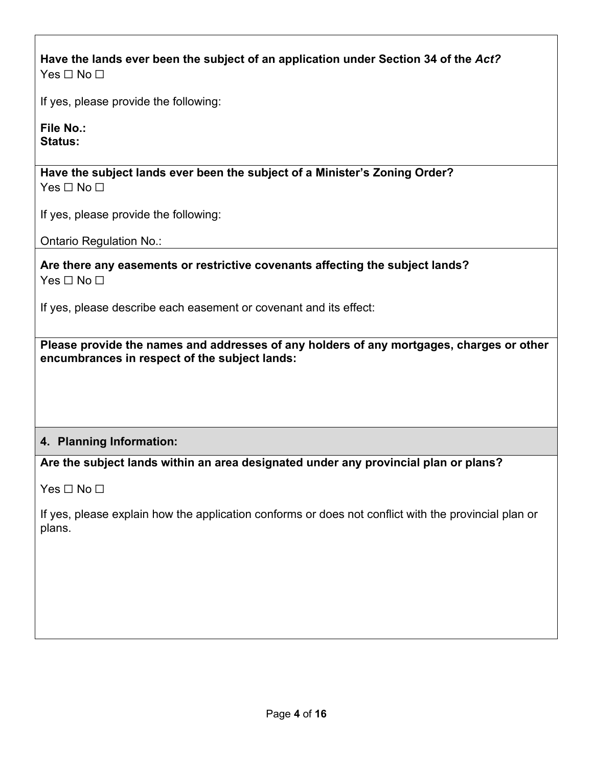**Have the lands ever been the subject of an application under Section 34 of the *Act?***

Yes ☐ No ☐

If yes, please provide the following:

**File No.:**
**Status:**

**Have the subject lands ever been the subject of a Minister's Zoning Order?**

Yes ☐ No ☐

If yes, please provide the following:

Ontario Regulation No.:

**Are there any easements or restrictive covenants affecting the subject lands?**

Yes ☐ No ☐

If yes, please describe each easement or covenant and its effect:

**Please provide the names and addresses of any holders of any mortgages, charges or other encumbrances in respect of the subject lands:**

## 4. Planning Information:

**Are the subject lands within an area designated under any provincial plan or plans?**

Yes ☐ No ☐

If yes, please explain how the application conforms or does not conflict with the provincial plan or plans.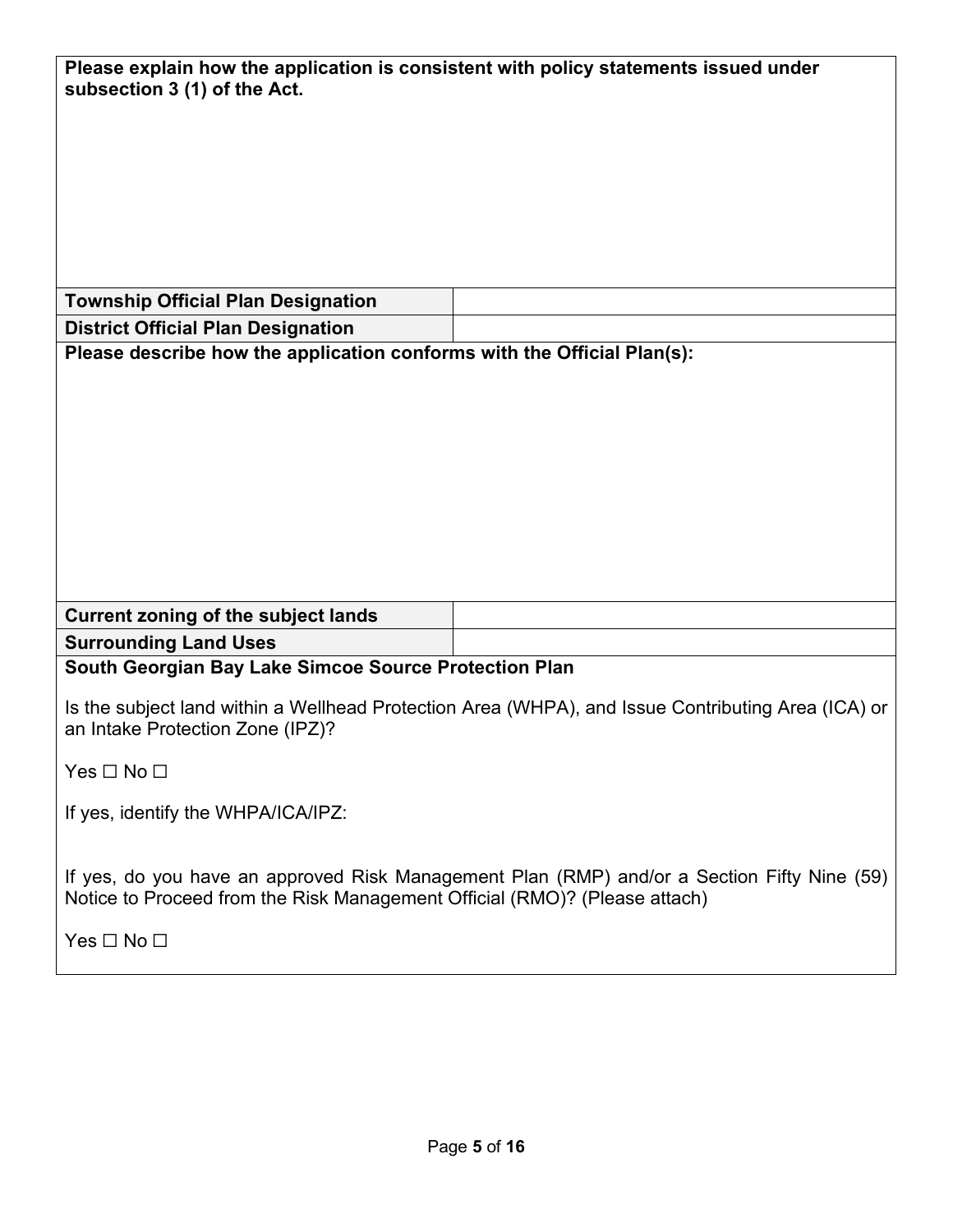**Please explain how the application is consistent with policy statements issued under subsection 3 (1) of the Act.**

| | |
|---|---|
| **Township Official Plan Designation** | |
| **District Official Plan Designation** | |

**Please describe how the application conforms with the Official Plan(s):**

| | |
|---|---|
| **Current zoning of the subject lands** | |
| **Surrounding Land Uses** | |

**South Georgian Bay Lake Simcoe Source Protection Plan**

Is the subject land within a Wellhead Protection Area (WHPA), and Issue Contributing Area (ICA) or an Intake Protection Zone (IPZ)?

Yes ☐ No ☐

If yes, identify the WHPA/ICA/IPZ:

If yes, do you have an approved Risk Management Plan (RMP) and/or a Section Fifty Nine (59) Notice to Proceed from the Risk Management Official (RMO)? (Please attach)

Yes ☐ No ☐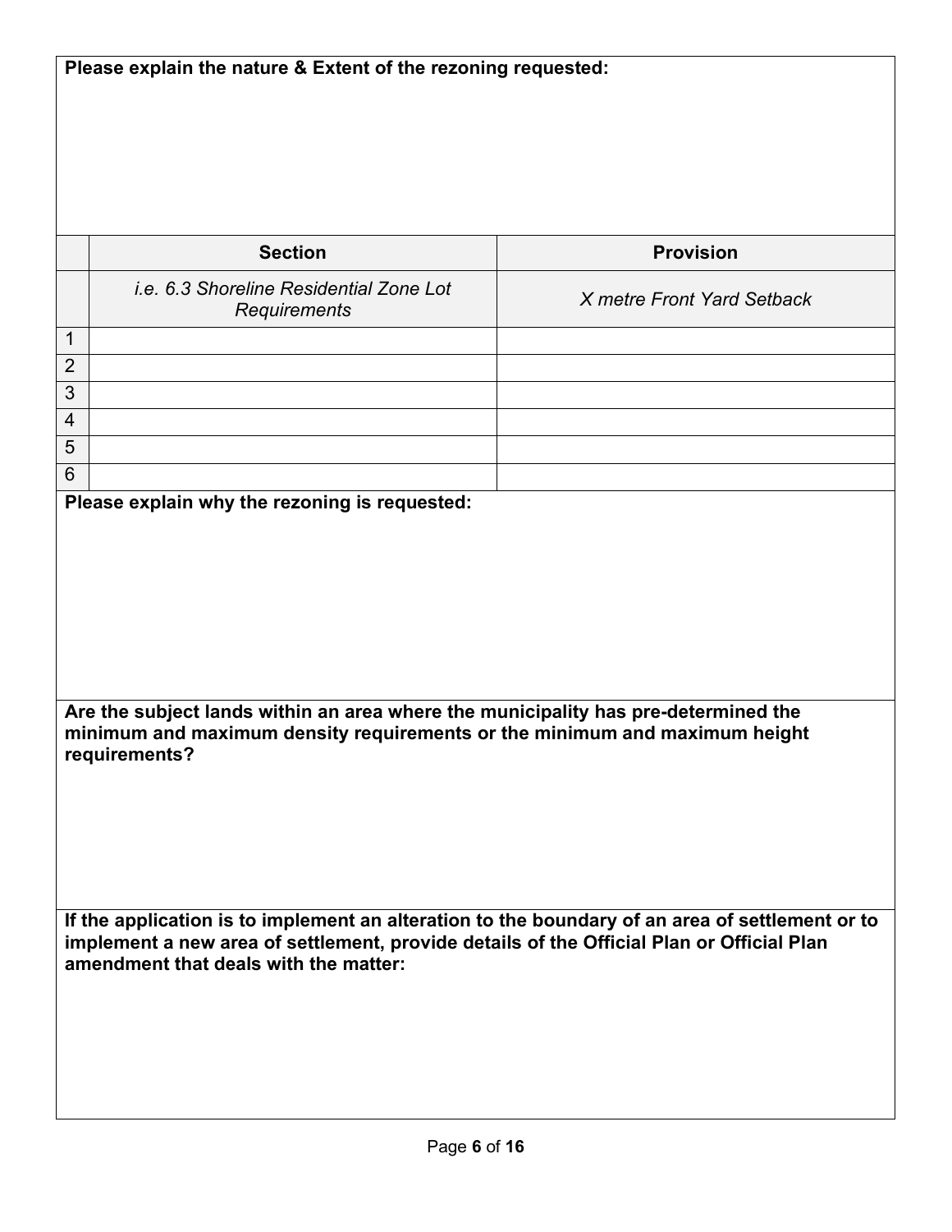**Please explain the nature & Extent of the rezoning requested:**

| | Section | Provision |
|---|---|---|
| | *i.e. 6.3 Shoreline Residential Zone Lot Requirements* | *X metre Front Yard Setback* |
| 1 | | |
| 2 | | |
| 3 | | |
| 4 | | |
| 5 | | |
| 6 | | |

**Please explain why the rezoning is requested:**

**Are the subject lands within an area where the municipality has pre-determined the minimum and maximum density requirements or the minimum and maximum height requirements?**

**If the application is to implement an alteration to the boundary of an area of settlement or to implement a new area of settlement, provide details of the Official Plan or Official Plan amendment that deals with the matter:**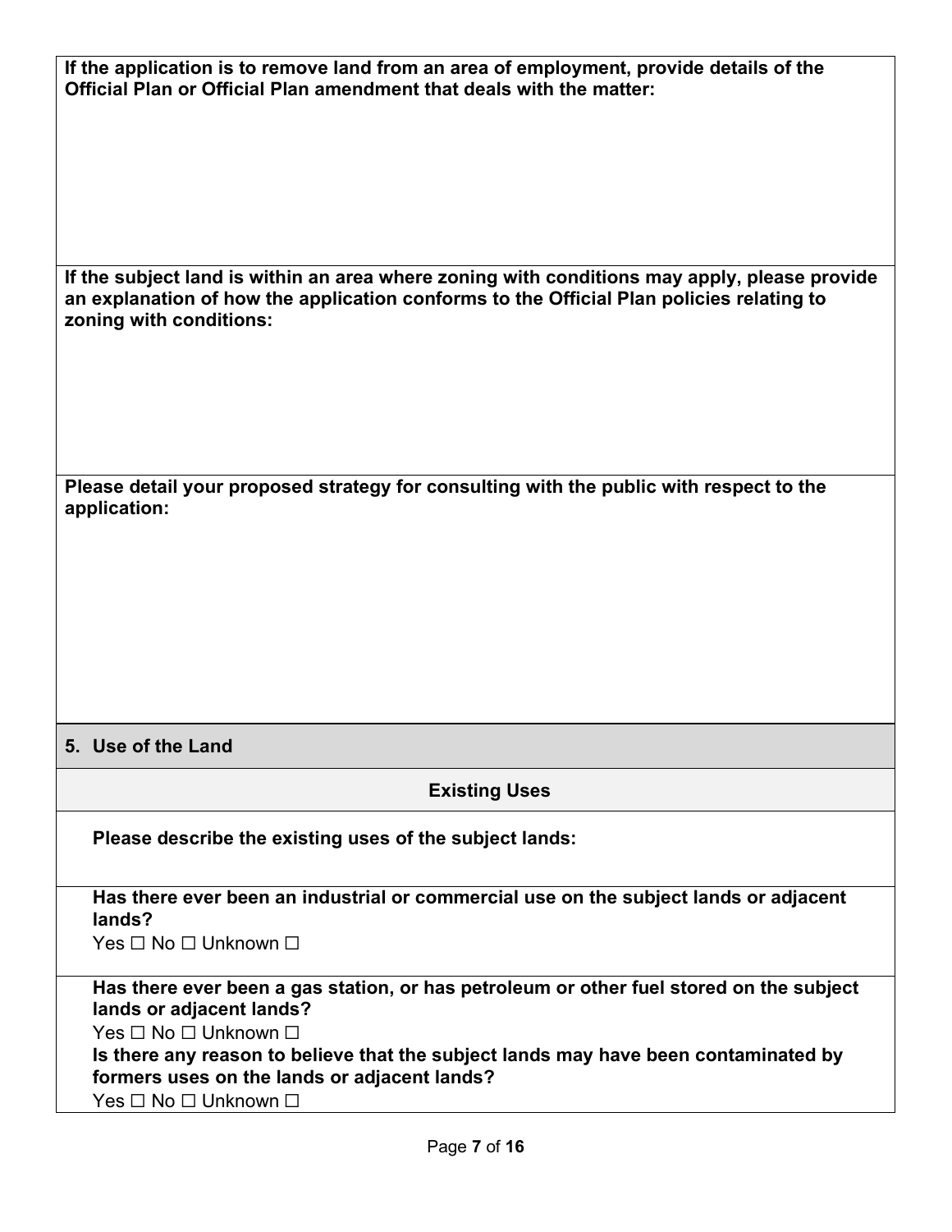**If the application is to remove land from an area of employment, provide details of the Official Plan or Official Plan amendment that deals with the matter:**

**If the subject land is within an area where zoning with conditions may apply, please provide an explanation of how the application conforms to the Official Plan policies relating to zoning with conditions:**

**Please detail your proposed strategy for consulting with the public with respect to the application:**

## 5. Use of the Land

### Existing Uses

**Please describe the existing uses of the subject lands:**

**Has there ever been an industrial or commercial use on the subject lands or adjacent lands?**

Yes ☐ No ☐ Unknown ☐

**Has there ever been a gas station, or has petroleum or other fuel stored on the subject lands or adjacent lands?**

Yes ☐ No ☐ Unknown ☐

**Is there any reason to believe that the subject lands may have been contaminated by formers uses on the lands or adjacent lands?**

Yes ☐ No ☐ Unknown ☐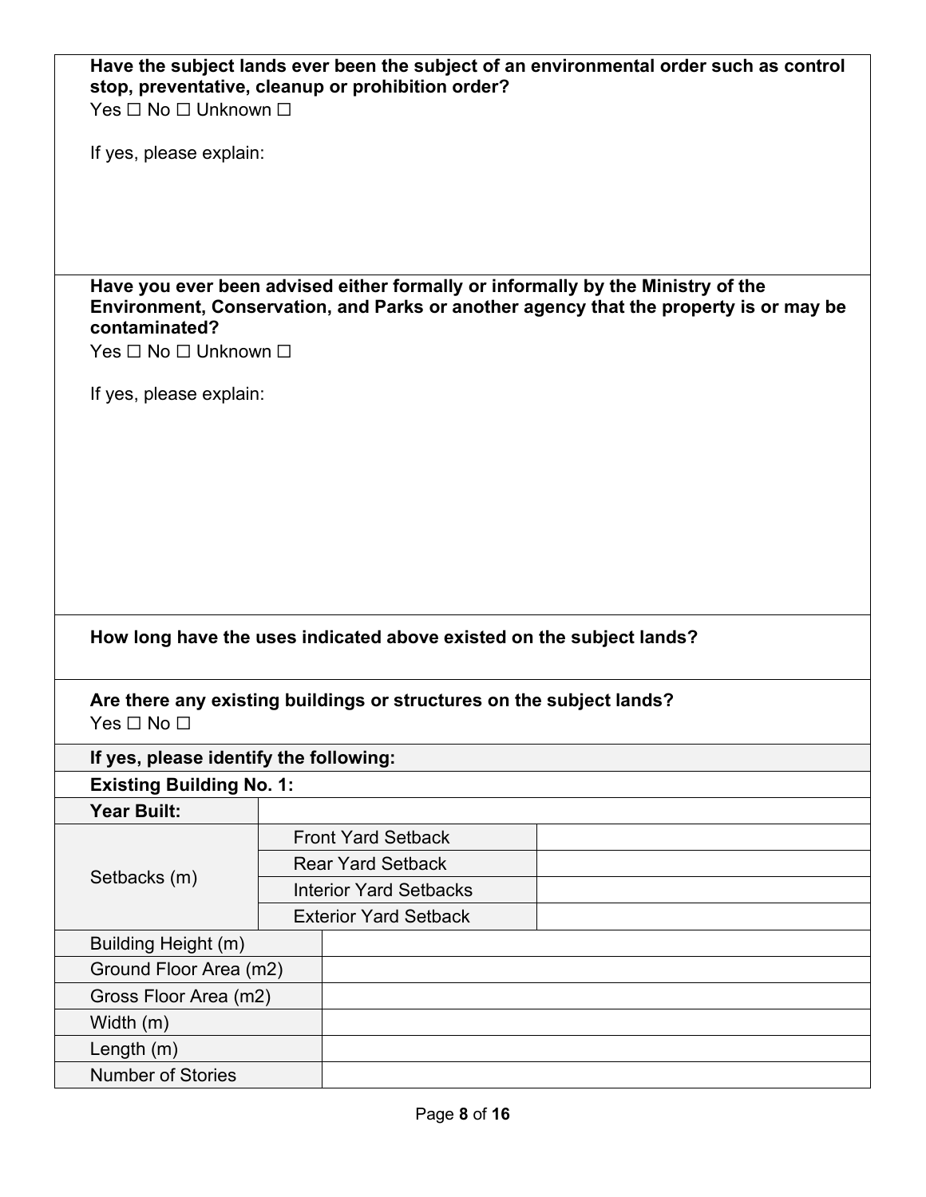**Have the subject lands ever been the subject of an environmental order such as control stop, preventative, cleanup or prohibition order?**

Yes ☐ No ☐ Unknown ☐

If yes, please explain:

**Have you ever been advised either formally or informally by the Ministry of the Environment, Conservation, and Parks or another agency that the property is or may be contaminated?**

Yes ☐ No ☐ Unknown ☐

If yes, please explain:

**How long have the uses indicated above existed on the subject lands?**

**Are there any existing buildings or structures on the subject lands?**

Yes ☐ No ☐

| **If yes, please identify the following:** | | |
|---|---|---|
| **Existing Building No. 1:** | | |
| **Year Built:** | | |
| Setbacks (m) | Front Yard Setback | |
| | Rear Yard Setback | |
| | Interior Yard Setbacks | |
| | Exterior Yard Setback | |
| Building Height (m) | | |
| Ground Floor Area (m2) | | |
| Gross Floor Area (m2) | | |
| Width (m) | | |
| Length (m) | | |
| Number of Stories | | |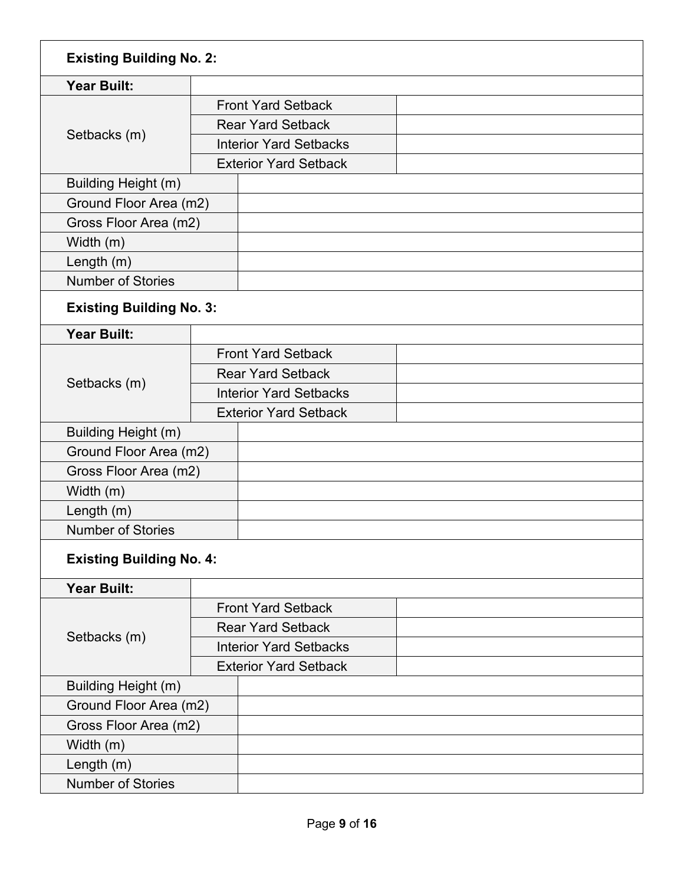**Existing Building No. 2:**

| | | |
|---|---|---|
| **Year Built:** | | |
| Setbacks (m) | Front Yard Setback | |
| | Rear Yard Setback | |
| | Interior Yard Setbacks | |
| | Exterior Yard Setback | |
| Building Height (m) | | |
| Ground Floor Area (m2) | | |
| Gross Floor Area (m2) | | |
| Width (m) | | |
| Length (m) | | |
| Number of Stories | | |

**Existing Building No. 3:**

| | | |
|---|---|---|
| **Year Built:** | | |
| Setbacks (m) | Front Yard Setback | |
| | Rear Yard Setback | |
| | Interior Yard Setbacks | |
| | Exterior Yard Setback | |
| Building Height (m) | | |
| Ground Floor Area (m2) | | |
| Gross Floor Area (m2) | | |
| Width (m) | | |
| Length (m) | | |
| Number of Stories | | |

**Existing Building No. 4:**

| | | |
|---|---|---|
| **Year Built:** | | |
| Setbacks (m) | Front Yard Setback | |
| | Rear Yard Setback | |
| | Interior Yard Setbacks | |
| | Exterior Yard Setback | |
| Building Height (m) | | |
| Ground Floor Area (m2) | | |
| Gross Floor Area (m2) | | |
| Width (m) | | |
| Length (m) | | |
| Number of Stories | | |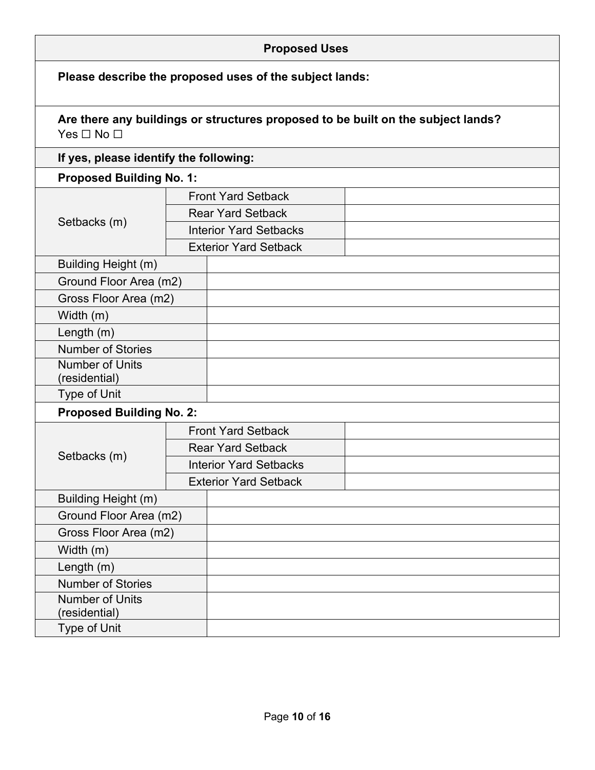## Proposed Uses

**Please describe the proposed uses of the subject lands:**

**Are there any buildings or structures proposed to be built on the subject lands?**
Yes ☐ No ☐

**If yes, please identify the following:**

**Proposed Building No. 1:**

| | | |
|---|---|---|
| Setbacks (m) | Front Yard Setback | |
| | Rear Yard Setback | |
| | Interior Yard Setbacks | |
| | Exterior Yard Setback | |
| Building Height (m) | | |
| Ground Floor Area (m2) | | |
| Gross Floor Area (m2) | | |
| Width (m) | | |
| Length (m) | | |
| Number of Stories | | |
| Number of Units (residential) | | |
| Type of Unit | | |

**Proposed Building No. 2:**

| | | |
|---|---|---|
| Setbacks (m) | Front Yard Setback | |
| | Rear Yard Setback | |
| | Interior Yard Setbacks | |
| | Exterior Yard Setback | |
| Building Height (m) | | |
| Ground Floor Area (m2) | | |
| Gross Floor Area (m2) | | |
| Width (m) | | |
| Length (m) | | |
| Number of Stories | | |
| Number of Units (residential) | | |
| Type of Unit | | |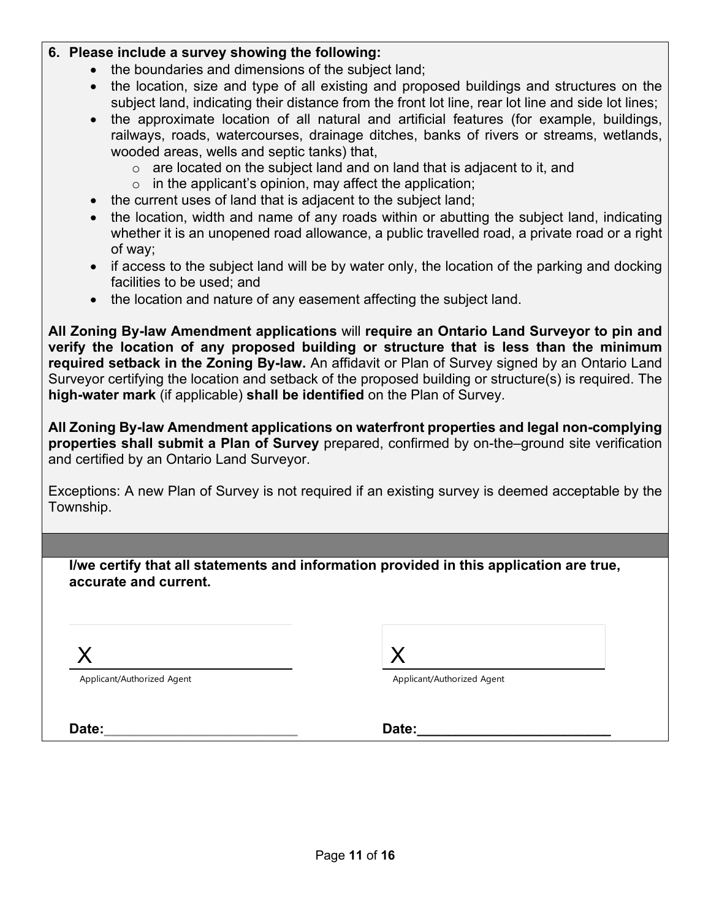**6. Please include a survey showing the following:**

- the boundaries and dimensions of the subject land;
- the location, size and type of all existing and proposed buildings and structures on the subject land, indicating their distance from the front lot line, rear lot line and side lot lines;
- the approximate location of all natural and artificial features (for example, buildings, railways, roads, watercourses, drainage ditches, banks of rivers or streams, wetlands, wooded areas, wells and septic tanks) that,
    - are located on the subject land and on land that is adjacent to it, and
    - in the applicant's opinion, may affect the application;
- the current uses of land that is adjacent to the subject land;
- the location, width and name of any roads within or abutting the subject land, indicating whether it is an unopened road allowance, a public travelled road, a private road or a right of way;
- if access to the subject land will be by water only, the location of the parking and docking facilities to be used; and
- the location and nature of any easement affecting the subject land.

**All Zoning By-law Amendment applications** will **require an Ontario Land Surveyor to pin and verify the location of any proposed building or structure that is less than the minimum required setback in the Zoning By-law.** An affidavit or Plan of Survey signed by an Ontario Land Surveyor certifying the location and setback of the proposed building or structure(s) is required. The **high-water mark** (if applicable) **shall be identified** on the Plan of Survey.

**All Zoning By-law Amendment applications on waterfront properties and legal non-complying properties shall submit a Plan of Survey** prepared, confirmed by on-the–ground site verification and certified by an Ontario Land Surveyor.

Exceptions: A new Plan of Survey is not required if an existing survey is deemed acceptable by the Township.

**I/we certify that all statements and information provided in this application are true, accurate and current.**

X ______________________
Applicant/Authorized Agent

X ______________________
Applicant/Authorized Agent

**Date:**______________________

**Date:**______________________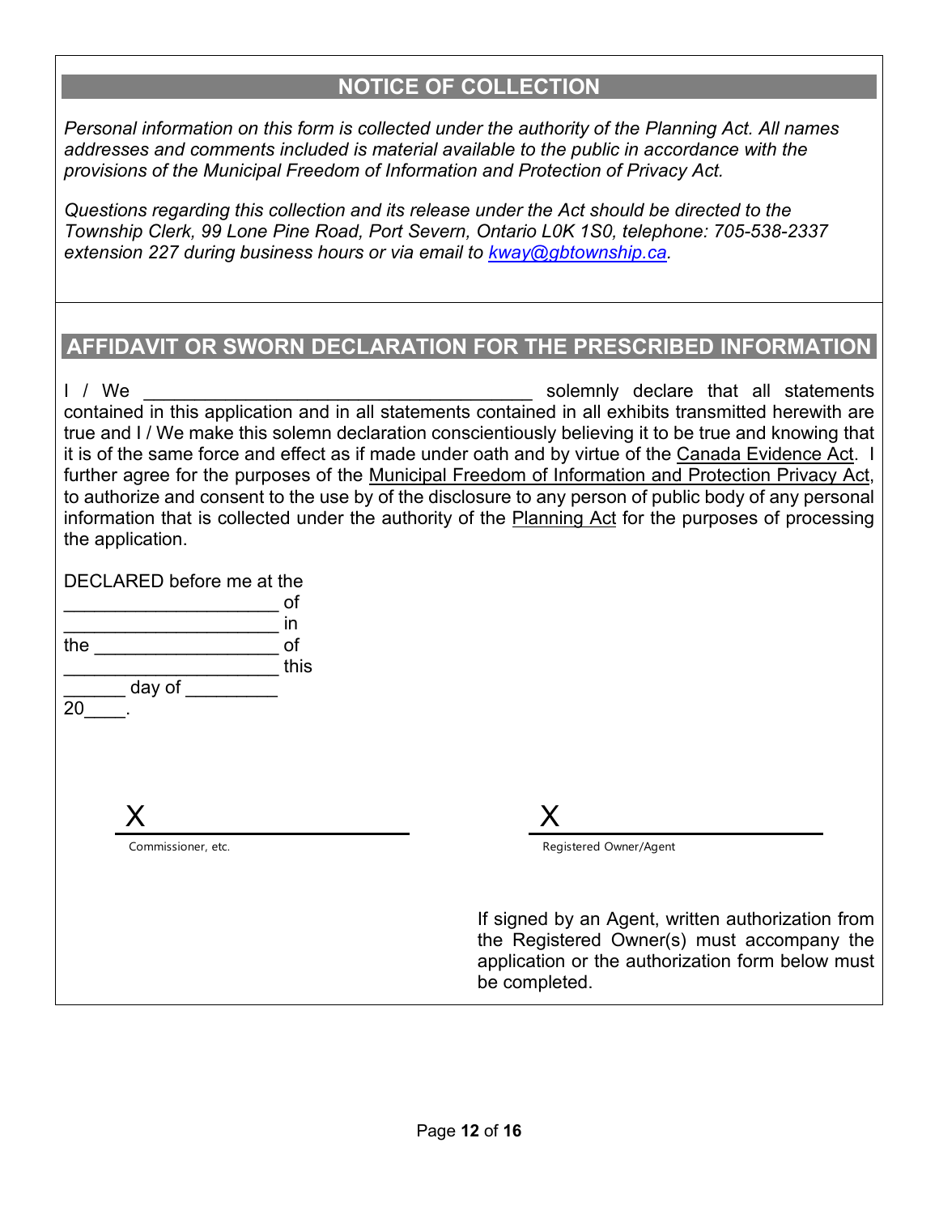## NOTICE OF COLLECTION

*Personal information on this form is collected under the authority of the Planning Act. All names addresses and comments included is material available to the public in accordance with the provisions of the Municipal Freedom of Information and Protection of Privacy Act.*

*Questions regarding this collection and its release under the Act should be directed to the Township Clerk, 99 Lone Pine Road, Port Severn, Ontario L0K 1S0, telephone: 705-538-2337 extension 227 during business hours or via email to [kway@gbtownship.ca](mailto:kway@gbtownship.ca).*

## AFFIDAVIT OR SWORN DECLARATION FOR THE PRESCRIBED INFORMATION

I / We ______________________________________ solemnly declare that all statements contained in this application and in all statements contained in all exhibits transmitted herewith are true and I / We make this solemn declaration conscientiously believing it to be true and knowing that it is of the same force and effect as if made under oath and by virtue of the Canada Evidence Act. I further agree for the purposes of the Municipal Freedom of Information and Protection Privacy Act, to authorize and consent to the use by of the disclosure to any person of public body of any personal information that is collected under the authority of the Planning Act for the purposes of processing the application.

DECLARED before me at the
____________________ of
____________________ in
the _________________ of
____________________ this
______ day of _________
20____.

X ____________________
Commissioner, etc.

X ____________________
Registered Owner/Agent

If signed by an Agent, written authorization from the Registered Owner(s) must accompany the application or the authorization form below must be completed.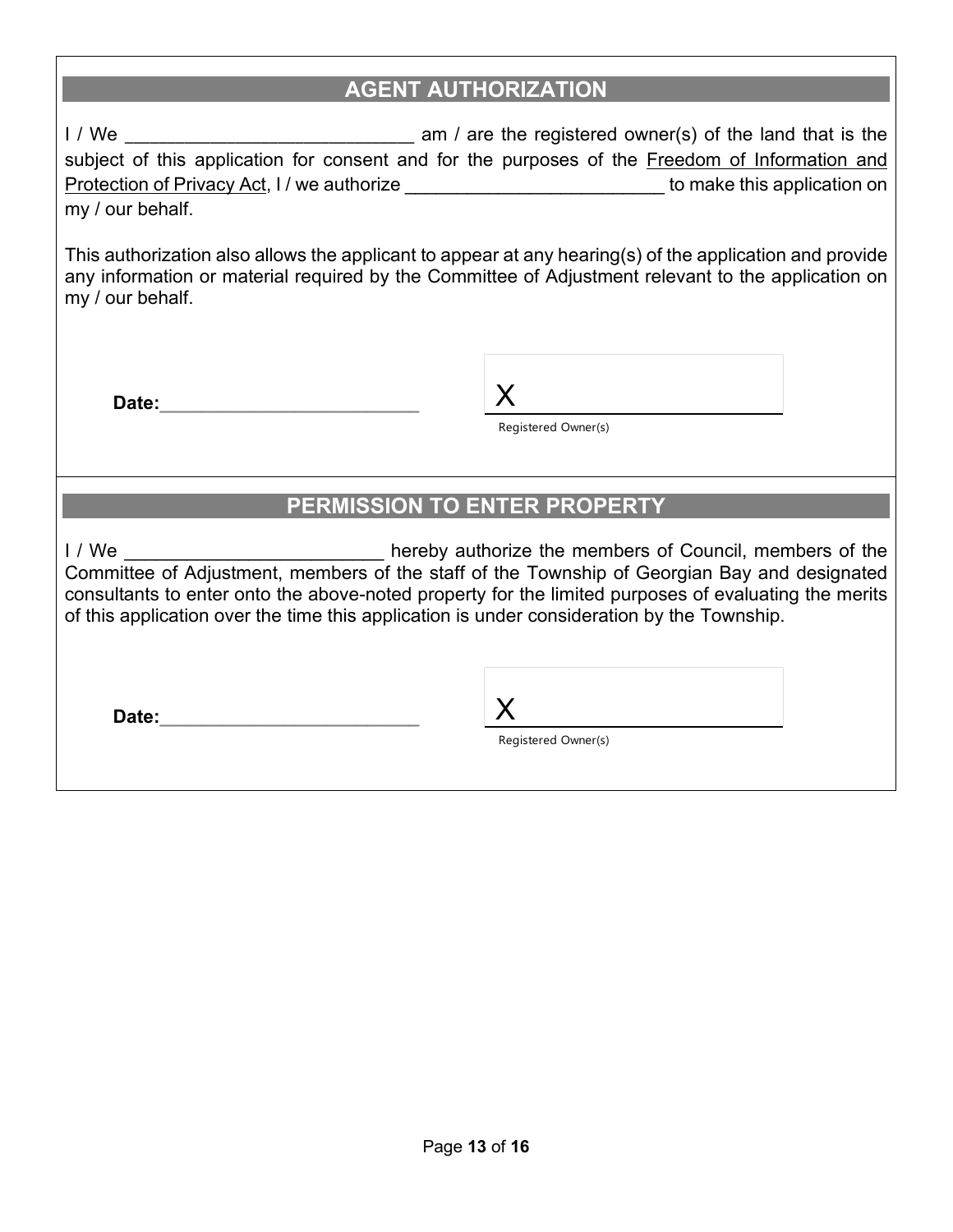## AGENT AUTHORIZATION

I / We ____________________________ am / are the registered owner(s) of the land that is the subject of this application for consent and for the purposes of the Freedom of Information and Protection of Privacy Act, I / we authorize _________________________ to make this application on my / our behalf.

This authorization also allows the applicant to appear at any hearing(s) of the application and provide any information or material required by the Committee of Adjustment relevant to the application on my / our behalf.

**Date:**_________________________

X _________________________
Registered Owner(s)

## PERMISSION TO ENTER PROPERTY

I / We _________________________ hereby authorize the members of Council, members of the Committee of Adjustment, members of the staff of the Township of Georgian Bay and designated consultants to enter onto the above-noted property for the limited purposes of evaluating the merits of this application over the time this application is under consideration by the Township.

**Date:**_________________________

X _________________________
Registered Owner(s)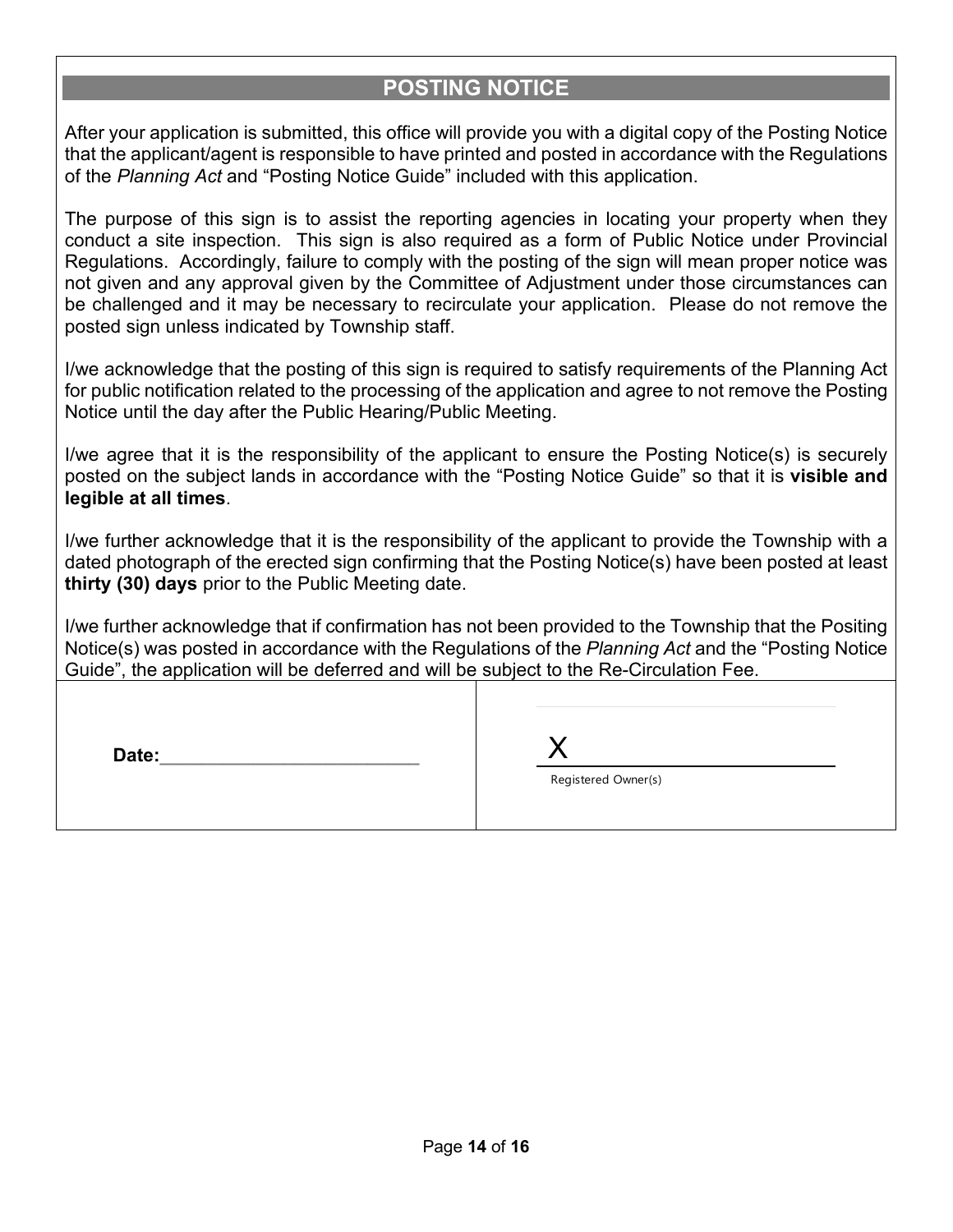## POSTING NOTICE

After your application is submitted, this office will provide you with a digital copy of the Posting Notice that the applicant/agent is responsible to have printed and posted in accordance with the Regulations of the *Planning Act* and "Posting Notice Guide" included with this application.

The purpose of this sign is to assist the reporting agencies in locating your property when they conduct a site inspection. This sign is also required as a form of Public Notice under Provincial Regulations. Accordingly, failure to comply with the posting of the sign will mean proper notice was not given and any approval given by the Committee of Adjustment under those circumstances can be challenged and it may be necessary to recirculate your application. Please do not remove the posted sign unless indicated by Township staff.

I/we acknowledge that the posting of this sign is required to satisfy requirements of the Planning Act for public notification related to the processing of the application and agree to not remove the Posting Notice until the day after the Public Hearing/Public Meeting.

I/we agree that it is the responsibility of the applicant to ensure the Posting Notice(s) is securely posted on the subject lands in accordance with the "Posting Notice Guide" so that it is **visible and legible at all times**.

I/we further acknowledge that it is the responsibility of the applicant to provide the Township with a dated photograph of the erected sign confirming that the Posting Notice(s) have been posted at least **thirty (30) days** prior to the Public Meeting date.

I/we further acknowledge that if confirmation has not been provided to the Township that the Positing Notice(s) was posted in accordance with the Regulations of the *Planning Act* and the "Posting Notice Guide", the application will be deferred and will be subject to the Re-Circulation Fee.

| | |
|---|---|
| **Date:**_________________________ | X_________________________<br>Registered Owner(s) |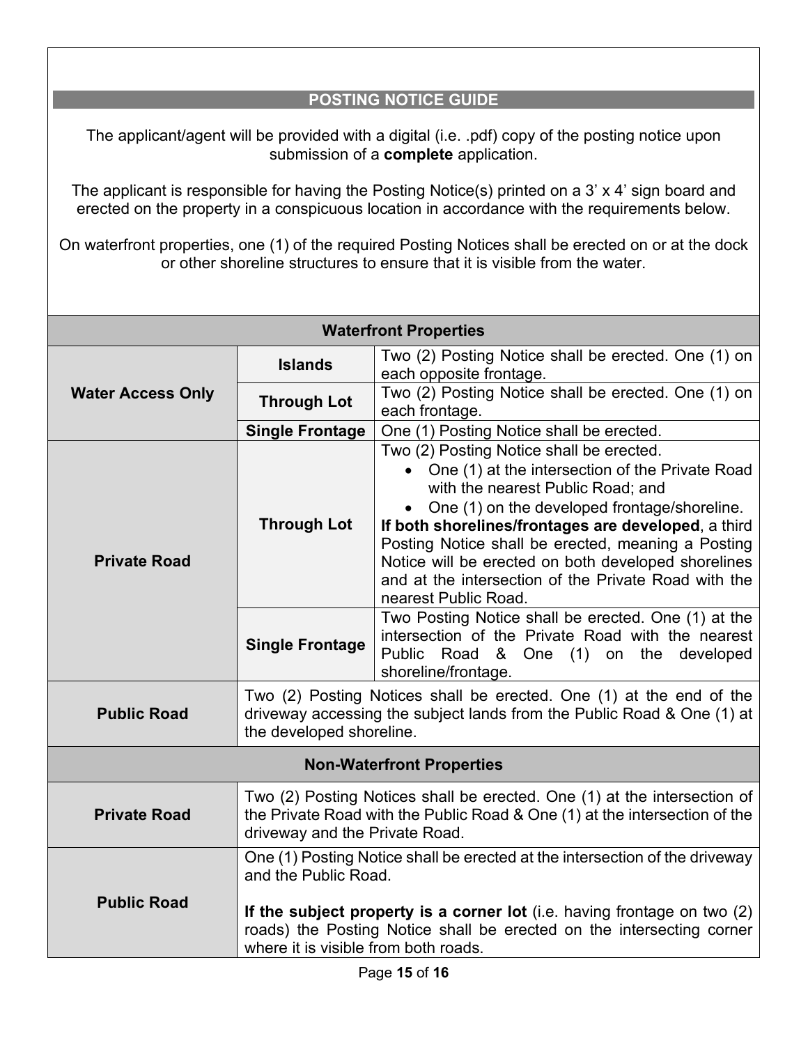## POSTING NOTICE GUIDE

The applicant/agent will be provided with a digital (i.e. .pdf) copy of the posting notice upon submission of a **complete** application.

The applicant is responsible for having the Posting Notice(s) printed on a 3' x 4' sign board and erected on the property in a conspicuous location in accordance with the requirements below.

On waterfront properties, one (1) of the required Posting Notices shall be erected on or at the dock or other shoreline structures to ensure that it is visible from the water.

| **Waterfront Properties** | | |
|---|---|---|
| **Water Access Only** | **Islands** | Two (2) Posting Notice shall be erected. One (1) on each opposite frontage. |
| | **Through Lot** | Two (2) Posting Notice shall be erected. One (1) on each frontage. |
| | **Single Frontage** | One (1) Posting Notice shall be erected. |
| **Private Road** | **Through Lot** | Two (2) Posting Notice shall be erected. <br>• One (1) at the intersection of the Private Road with the nearest Public Road; and <br>• One (1) on the developed frontage/shoreline. <br>**If both shorelines/frontages are developed**, a third Posting Notice shall be erected, meaning a Posting Notice will be erected on both developed shorelines and at the intersection of the Private Road with the nearest Public Road. |
| | **Single Frontage** | Two Posting Notice shall be erected. One (1) at the intersection of the Private Road with the nearest Public Road & One (1) on the developed shoreline/frontage. |
| **Public Road** | Two (2) Posting Notices shall be erected. One (1) at the end of the driveway accessing the subject lands from the Public Road & One (1) at the developed shoreline. | |
| **Non-Waterfront Properties** | | |
| **Private Road** | Two (2) Posting Notices shall be erected. One (1) at the intersection of the Private Road with the Public Road & One (1) at the intersection of the driveway and the Private Road. | |
| **Public Road** | One (1) Posting Notice shall be erected at the intersection of the driveway and the Public Road. <br><br>**If the subject property is a corner lot** (i.e. having frontage on two (2) roads) the Posting Notice shall be erected on the intersecting corner where it is visible from both roads. | |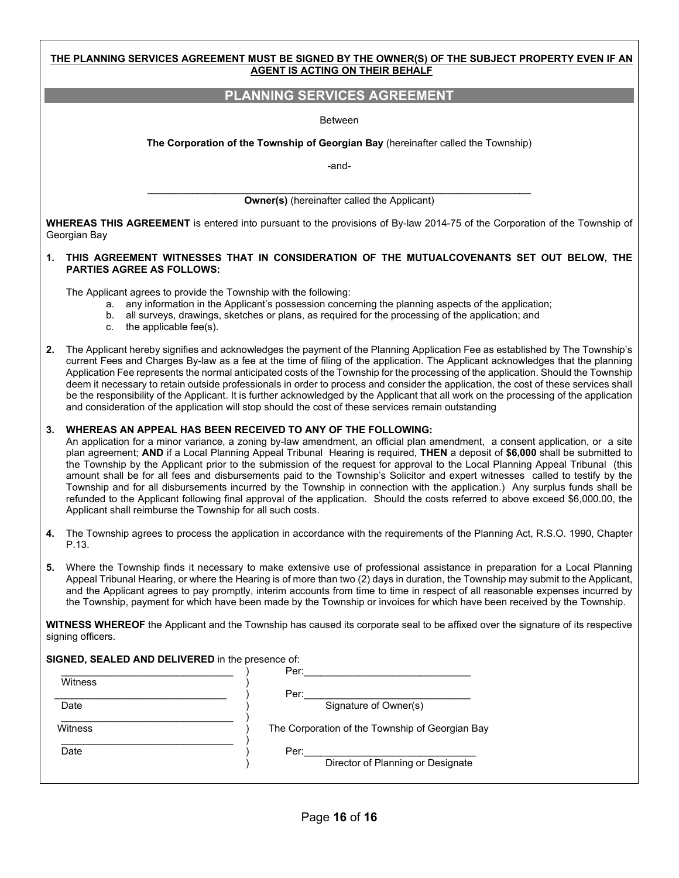**THE PLANNING SERVICES AGREEMENT MUST BE SIGNED BY THE OWNER(S) OF THE SUBJECT PROPERTY EVEN IF AN AGENT IS ACTING ON THEIR BEHALF**

## PLANNING SERVICES AGREEMENT

Between

**The Corporation of the Township of Georgian Bay** (hereinafter called the Township)

-and-

\_\_\_\_\_\_\_\_\_\_\_\_\_\_\_\_\_\_\_\_\_\_\_\_\_\_\_\_\_\_\_\_\_\_\_\_\_\_\_\_\_\_\_\_\_\_\_\_\_\_\_\_\_\_\_\_\_\_\_\_\_\_\_\_\_\_\_\_

**Owner(s)** (hereinafter called the Applicant)

**WHEREAS THIS AGREEMENT** is entered into pursuant to the provisions of By-law 2014-75 of the Corporation of the Township of Georgian Bay

**1. THIS AGREEMENT WITNESSES THAT IN CONSIDERATION OF THE MUTUALCOVENANTS SET OUT BELOW, THE PARTIES AGREE AS FOLLOWS:**

The Applicant agrees to provide the Township with the following:

a. any information in the Applicant's possession concerning the planning aspects of the application;
b. all surveys, drawings, sketches or plans, as required for the processing of the application; and
c. the applicable fee(s).

**2.** The Applicant hereby signifies and acknowledges the payment of the Planning Application Fee as established by The Township's current Fees and Charges By-law as a fee at the time of filing of the application. The Applicant acknowledges that the planning Application Fee represents the normal anticipated costs of the Township for the processing of the application. Should the Township deem it necessary to retain outside professionals in order to process and consider the application, the cost of these services shall be the responsibility of the Applicant. It is further acknowledged by the Applicant that all work on the processing of the application and consideration of the application will stop should the cost of these services remain outstanding

**3. WHEREAS AN APPEAL HAS BEEN RECEIVED TO ANY OF THE FOLLOWING:**
An application for a minor variance, a zoning by-law amendment, an official plan amendment, a consent application, or a site plan agreement; **AND** if a Local Planning Appeal Tribunal Hearing is required, **THEN** a deposit of **$6,000** shall be submitted to the Township by the Applicant prior to the submission of the request for approval to the Local Planning Appeal Tribunal (this amount shall be for all fees and disbursements paid to the Township's Solicitor and expert witnesses called to testify by the Township and for all disbursements incurred by the Township in connection with the application.) Any surplus funds shall be refunded to the Applicant following final approval of the application. Should the costs referred to above exceed $6,000.00, the Applicant shall reimburse the Township for all such costs.

**4.** The Township agrees to process the application in accordance with the requirements of the Planning Act, R.S.O. 1990, Chapter P.13.

**5.** Where the Township finds it necessary to make extensive use of professional assistance in preparation for a Local Planning Appeal Tribunal Hearing, or where the Hearing is of more than two (2) days in duration, the Township may submit to the Applicant, and the Applicant agrees to pay promptly, interim accounts from time to time in respect of all reasonable expenses incurred by the Township, payment for which have been made by the Township or invoices for which have been received by the Township.

**WITNESS WHEREOF** the Applicant and the Township has caused its corporate seal to be affixed over the signature of its respective signing officers.

**SIGNED, SEALED AND DELIVERED** in the presence of:

| | | |
|---|---|---|
| \_\_\_\_\_\_\_\_\_\_\_\_\_\_\_\_\_\_\_\_ Witness | ) | Per:\_\_\_\_\_\_\_\_\_\_\_\_\_\_\_\_\_\_\_\_ |
| \_\_\_\_\_\_\_\_\_\_\_\_\_\_\_\_\_\_\_\_ Date | ) | Per:\_\_\_\_\_\_\_\_\_\_\_\_\_\_\_\_\_\_\_\_ Signature of Owner(s) |
| \_\_\_\_\_\_\_\_\_\_\_\_\_\_\_\_\_\_\_\_ Witness | ) | The Corporation of the Township of Georgian Bay |
| \_\_\_\_\_\_\_\_\_\_\_\_\_\_\_\_\_\_\_\_ Date | ) | Per:\_\_\_\_\_\_\_\_\_\_\_\_\_\_\_\_\_\_\_\_ Director of Planning or Designate |